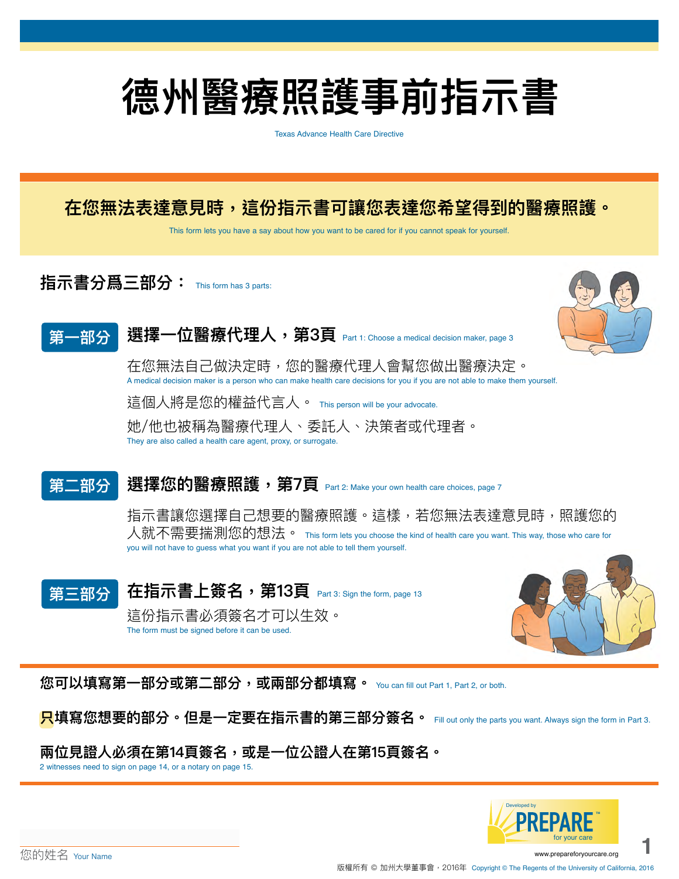# 德州醫療照護事前指示書

Texas Advance Health Care Directive

**在您無法表達意見時，這份指示書可讓您表達您希望得到的醫療照護。**

This form lets you have a say about how you want to be cared for if you cannot speak for yourself.

## 指示書分爲三部分： This form has 3 parts:

### 第一部分 選擇一位醫療代理人，第3頁 Part 1: Choose a medical decision maker, page 3

在您無法自己做決定時，您的醫療代理人會幫您做出醫療決定。
A medical decision maker is a person who can make health care decisions for you if you are not able to make them yourself.

這個人將是您的權益代言人。 This person will be your advocate.

她/他也被稱為醫療代理人、委託人、決策者或代理者。
They are also called a health care agent, proxy, or surrogate.

### 第二部分 選擇您的醫療照護，第7頁 Part 2: Make your own health care choices, page 7

指示書讓您選擇自己想要的醫療照護。這樣，若您無法表達意見時，照護您的人就不需要揣測您的想法。 This form lets you choose the kind of health care you want. This way, those who care for you will not have to guess what you want if you are not able to tell them yourself.

### 第三部分 在指示書上簽名，第13頁 Part 3: Sign the form, page 13

這份指示書必須簽名才可以生效。
The form must be signed before it can be used.

**您可以填寫第一部分或第二部分，或兩部分都填寫。** You can fill out Part 1, Part 2, or both.

**只填寫您想要的部分。但是一定要在指示書的第三部分簽名。** Fill out only the parts you want. Always sign the form in Part 3.

**兩位見證人必須在第14頁簽名，或是一位公證人在第15頁簽名。**
2 witnesses need to sign on page 14, or a notary on page 15.

您的姓名 Your Name

Developed by PREPARE™ for your care
www.prepareforyourcare.org

版權所有 © 加州大學董事會，2016年 Copyright © The Regents of the University of California, 2016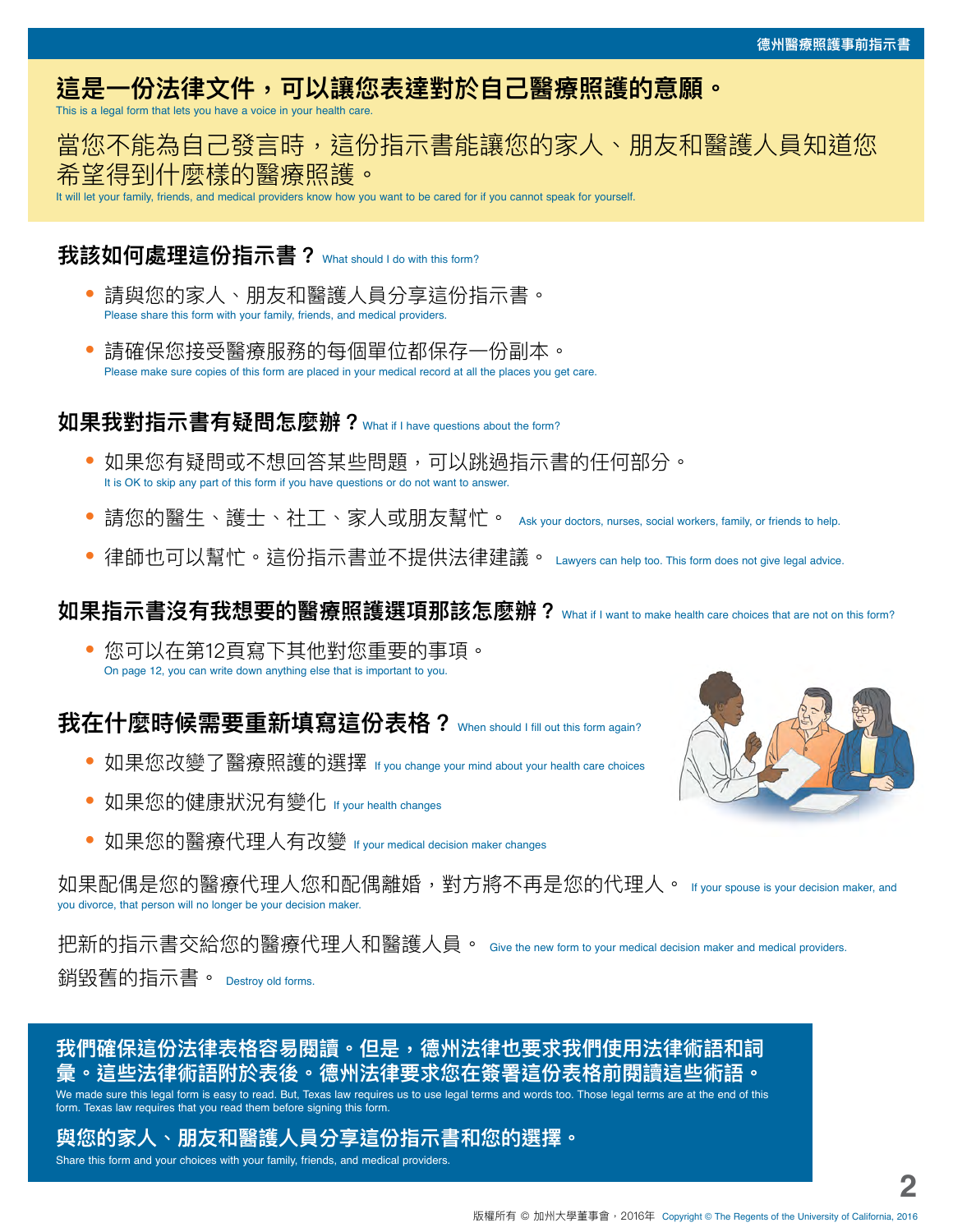# 這是一份法律文件，可以讓您表達對於自己醫療照護的意願。

This is a legal form that lets you have a voice in your health care.

當您不能為自己發言時，這份指示書能讓您的家人、朋友和醫護人員知道您希望得到什麼樣的醫療照護。

It will let your family, friends, and medical providers know how you want to be cared for if you cannot speak for yourself.

## 我該如何處理這份指示書？ What should I do with this form?

- 請與您的家人、朋友和醫護人員分享這份指示書。
  Please share this form with your family, friends, and medical providers.
- 請確保您接受醫療服務的每個單位都保存一份副本。
  Please make sure copies of this form are placed in your medical record at all the places you get care.

## 如果我對指示書有疑問怎麼辦？ What if I have questions about the form?

- 如果您有疑問或不想回答某些問題，可以跳過指示書的任何部分。
  It is OK to skip any part of this form if you have questions or do not want to answer.
- 請您的醫生、護士、社工、家人或朋友幫忙。 Ask your doctors, nurses, social workers, family, or friends to help.
- 律師也可以幫忙。這份指示書並不提供法律建議。 Lawyers can help too. This form does not give legal advice.

## 如果指示書沒有我想要的醫療照護選項那該怎麼辦？ What if I want to make health care choices that are not on this form?

- 您可以在第12頁寫下其他對您重要的事項。
  On page 12, you can write down anything else that is important to you.

## 我在什麼時候需要重新填寫這份表格？ When should I fill out this form again?

- 如果您改變了醫療照護的選擇 If you change your mind about your health care choices
- 如果您的健康狀況有變化 If your health changes
- 如果您的醫療代理人有改變 If your medical decision maker changes

如果配偶是您的醫療代理人您和配偶離婚，對方將不再是您的代理人。 If your spouse is your decision maker, and you divorce, that person will no longer be your decision maker.

把新的指示書交給您的醫療代理人和醫護人員。 Give the new form to your medical decision maker and medical providers.

銷毀舊的指示書。 Destroy old forms.

**我們確保這份法律表格容易閱讀。但是，德州法律也要求我們使用法律術語和詞彙。這些法律術語附於表後。德州法律要求您在簽署這份表格前閱讀這些術語。**

We made sure this legal form is easy to read. But, Texas law requires us to use legal terms and words too. Those legal terms are at the end of this form. Texas law requires that you read them before signing this form.

**與您的家人、朋友和醫護人員分享這份指示書和您的選擇。**

Share this form and your choices with your family, friends, and medical providers.

版權所有 © 加州大學董事會，2016年 Copyright © The Regents of the University of California, 2016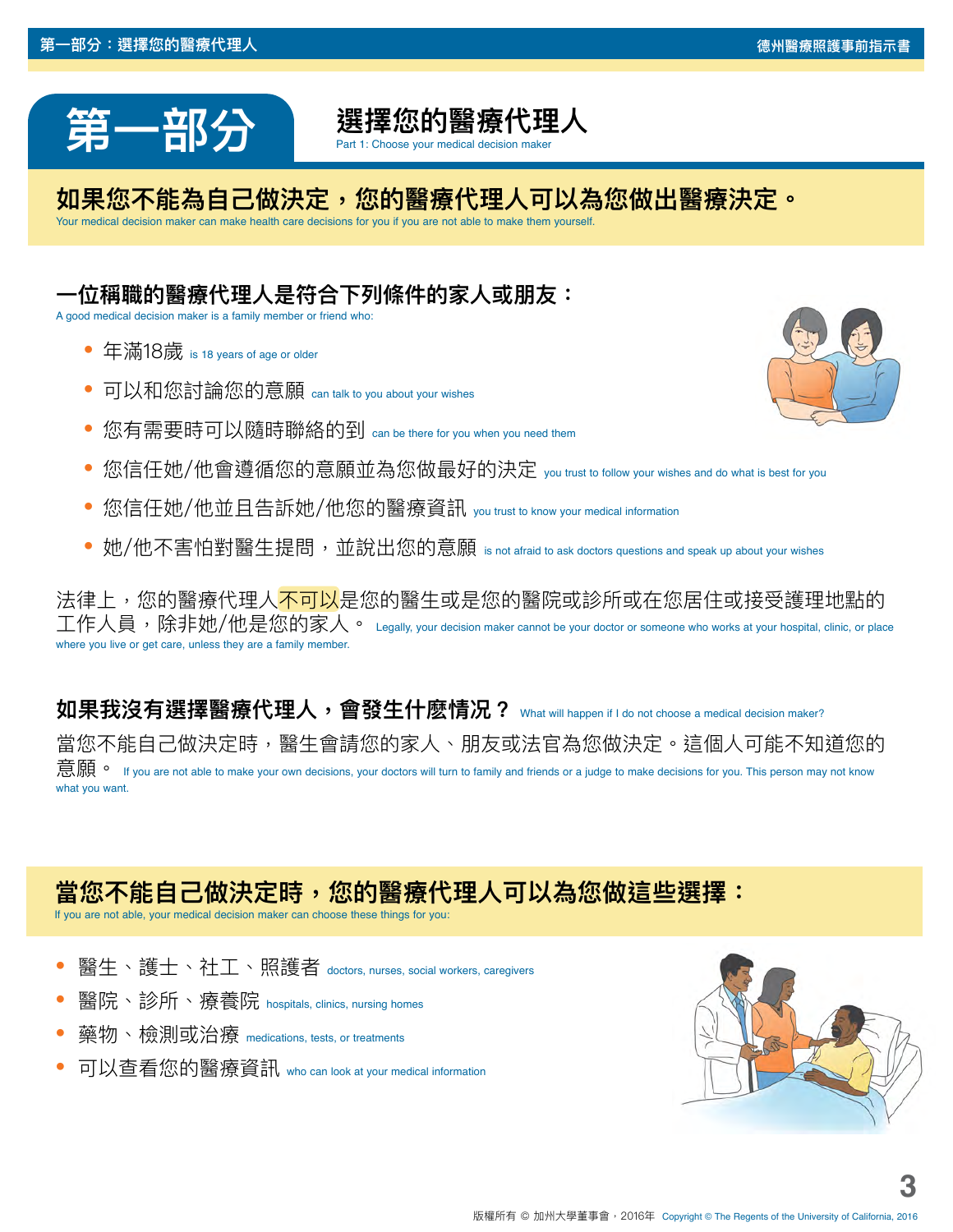# 第一部分

## 選擇您的醫療代理人

Part 1: Choose your medical decision maker

### 如果您不能為自己做決定，您的醫療代理人可以為您做出醫療決定。

Your medical decision maker can make health care decisions for you if you are not able to make them yourself.

### 一位稱職的醫療代理人是符合下列條件的家人或朋友：

A good medical decision maker is a family member or friend who:

- 年滿18歲 is 18 years of age or older
- 可以和您討論您的意願 can talk to you about your wishes
- 您有需要時可以隨時聯絡的到 can be there for you when you need them
- 您信任她/他會遵循您的意願並為您做最好的決定 you trust to follow your wishes and do what is best for you
- 您信任她/他並且告訴她/他您的醫療資訊 you trust to know your medical information
- 她/他不害怕對醫生提問，並說出您的意願 is not afraid to ask doctors questions and speak up about your wishes

法律上，您的醫療代理人不可以是您的醫生或是您的醫院或診所或在您居住或接受護理地點的工作人員，除非她/他是您的家人。 Legally, your decision maker cannot be your doctor or someone who works at your hospital, clinic, or place where you live or get care, unless they are a family member.

### 如果我沒有選擇醫療代理人，會發生什麼情況？ What will happen if I do not choose a medical decision maker?

當您不能自己做決定時，醫生會請您的家人、朋友或法官為您做決定。這個人可能不知道您的意願。 If you are not able to make your own decisions, your doctors will turn to family and friends or a judge to make decisions for you. This person may not know what you want.

### 當您不能自己做決定時，您的醫療代理人可以為您做這些選擇：

If you are not able, your medical decision maker can choose these things for you:

- 醫生、護士、社工、照護者 doctors, nurses, social workers, caregivers
- 醫院、診所、療養院 hospitals, clinics, nursing homes
- 藥物、檢測或治療 medications, tests, or treatments
- 可以查看您的醫療資訊 who can look at your medical information

版權所有 © 加州大學董事會，2016年 Copyright © The Regents of the University of California, 2016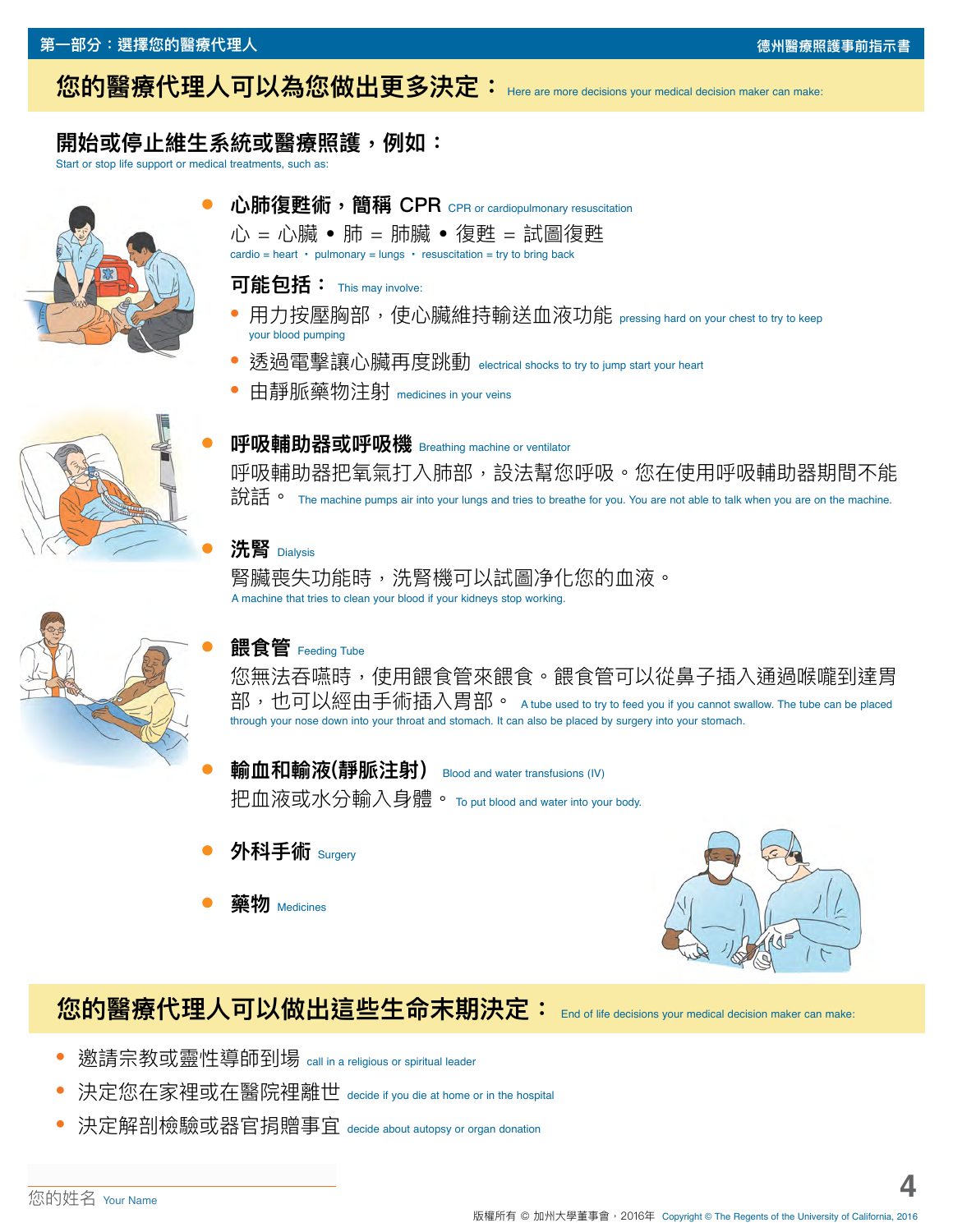## 您的醫療代理人可以為您做出更多決定： Here are more decisions your medical decision maker can make:

### 開始或停止維生系統或醫療照護，例如：
Start or stop life support or medical treatments, such as:

- **心肺復甦術，簡稱 CPR** CPR or cardiopulmonary resuscitation

  心 = 心臟 • 肺 = 肺臟 • 復甦 = 試圖復甦
  cardio = heart • pulmonary = lungs • resuscitation = try to bring back

  **可能包括：** This may involve:

  - 用力按壓胸部，使心臟維持輸送血液功能 pressing hard on your chest to try to keep your blood pumping
  - 透過電擊讓心臟再度跳動 electrical shocks to try to jump start your heart
  - 由靜脈藥物注射 medicines in your veins

- **呼吸輔助器或呼吸機** Breathing machine or ventilator

  呼吸輔助器把氧氣打入肺部，設法幫您呼吸。您在使用呼吸輔助器期間不能說話。 The machine pumps air into your lungs and tries to breathe for you. You are not able to talk when you are on the machine.

- **洗腎** Dialysis

  腎臟喪失功能時，洗腎機可以試圖净化您的血液。
  A machine that tries to clean your blood if your kidneys stop working.

- **餵食管** Feeding Tube

  您無法吞嚥時，使用餵食管來餵食。餵食管可以從鼻子插入通過喉嚨到達胃部，也可以經由手術插入胃部。 A tube used to try to feed you if you cannot swallow. The tube can be placed through your nose down into your throat and stomach. It can also be placed by surgery into your stomach.

- **輸血和輸液(靜脈注射)** Blood and water transfusions (IV)

  把血液或水分輸入身體。 To put blood and water into your body.

- **外科手術** Surgery

- **藥物** Medicines

## 您的醫療代理人可以做出這些生命末期決定： End of life decisions your medical decision maker can make:

- 邀請宗教或靈性導師到場 call in a religious or spiritual leader
- 決定您在家裡或在醫院裡離世 decide if you die at home or in the hospital
- 決定解剖檢驗或器官捐贈事宜 decide about autopsy or organ donation

______________________

您的姓名 Your Name

版權所有 © 加州大學董事會，2016年 Copyright © The Regents of the University of California, 2016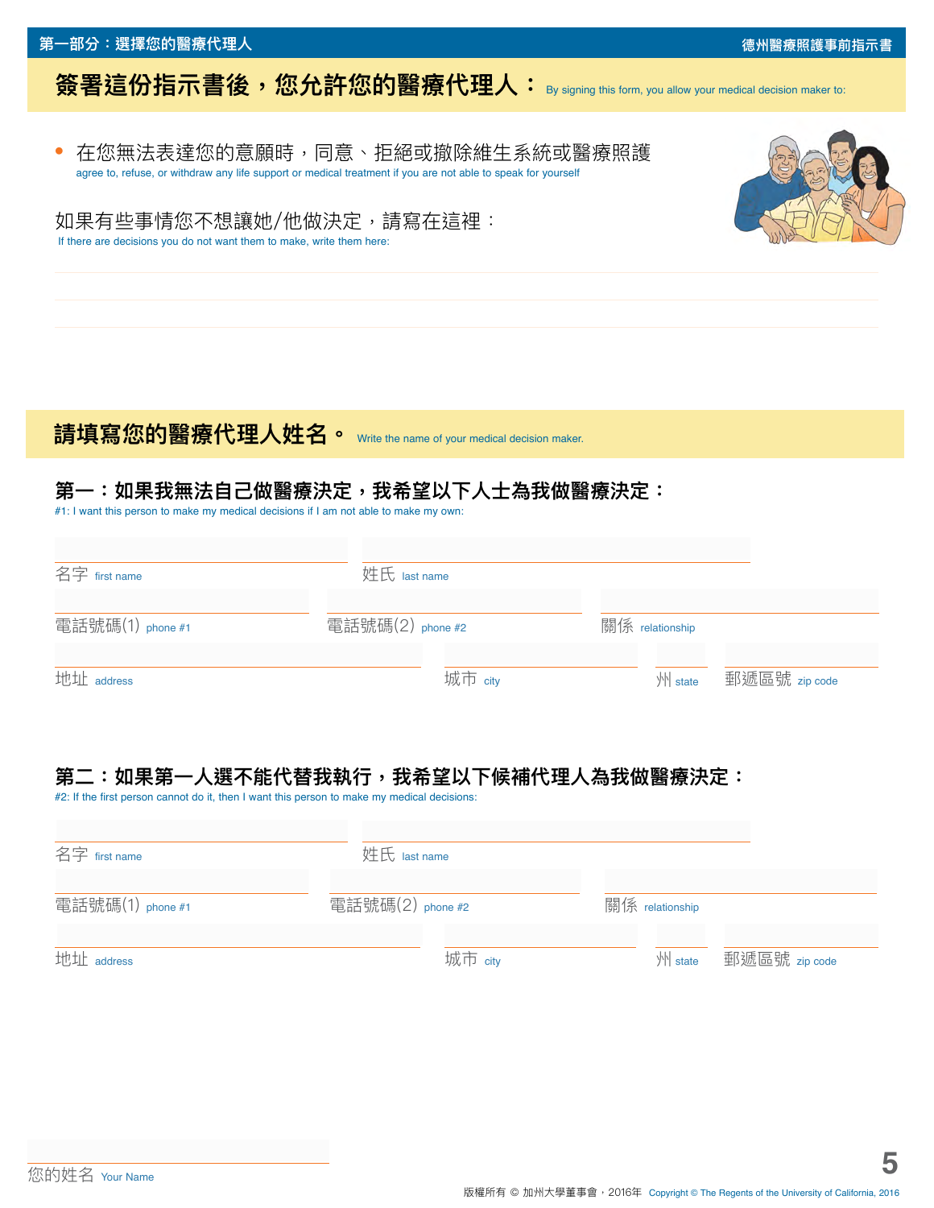第一部分：選擇您的醫療代理人

## 簽署這份指示書後，您允許您的醫療代理人： By signing this form, you allow your medical decision maker to:

- 在您無法表達您的意願時，同意、拒絕或撤除維生系統或醫療照護
  agree to, refuse, or withdraw any life support or medical treatment if you are not able to speak for yourself

如果有些事情您不想讓她/他做決定，請寫在這裡：
If there are decisions you do not want them to make, write them here:

______________________________________________

______________________________________________

______________________________________________

## 請填寫您的醫療代理人姓名。 Write the name of your medical decision maker.

### 第一：如果我無法自己做醫療決定，我希望以下人士為我做醫療決定：
#1: I want this person to make my medical decisions if I am not able to make my own:

名字 first name ____________ 姓氏 last name ____________

電話號碼(1) phone #1 ____________ 電話號碼(2) phone #2 ____________ 關係 relationship ____________

地址 address ____________ 城市 city ____________ 州 state ____ 郵遞區號 zip code ____________

### 第二：如果第一人選不能代替我執行，我希望以下候補代理人為我做醫療決定：
#2: If the first person cannot do it, then I want this person to make my medical decisions:

名字 first name ____________ 姓氏 last name ____________

電話號碼(1) phone #1 ____________ 電話號碼(2) phone #2 ____________ 關係 relationship ____________

地址 address ____________ 城市 city ____________ 州 state ____ 郵遞區號 zip code ____________

您的姓名 Your Name ____________

版權所有 © 加州大學董事會，2016年 Copyright © The Regents of the University of California, 2016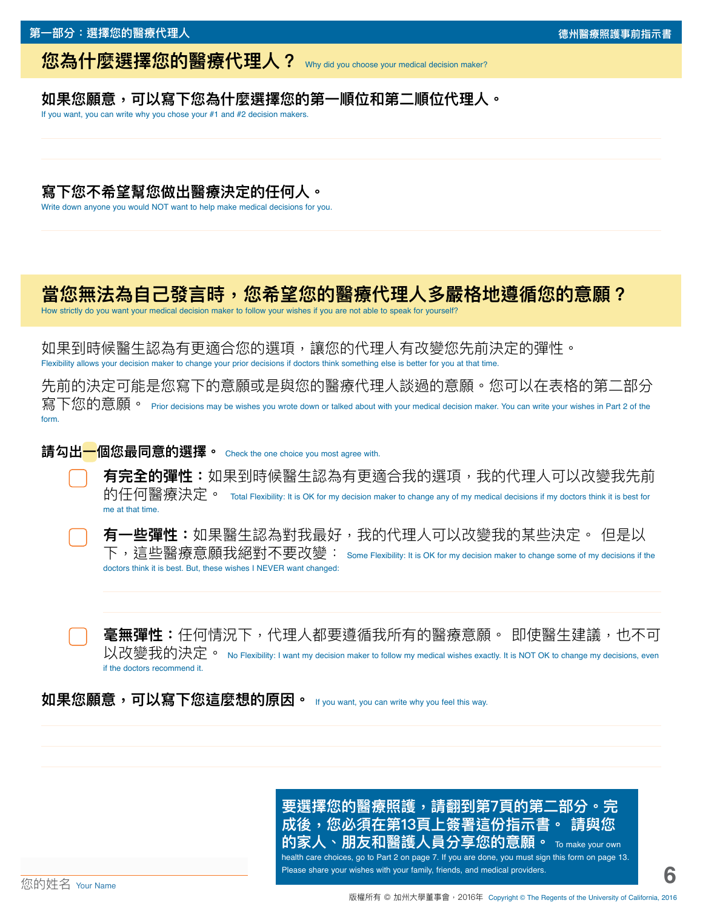## 您為什麼選擇您的醫療代理人？ Why did you choose your medical decision maker?

**如果您願意，可以寫下您為什麼選擇您的第一順位和第二順位代理人。**
If you want, you can write why you chose your #1 and #2 decision makers.

**寫下您不希望幫您做出醫療決定的任何人。**
Write down anyone you would NOT want to help make medical decisions for you.

## 當您無法為自己發言時，您希望您的醫療代理人多嚴格地遵循您的意願？

How strictly do you want your medical decision maker to follow your wishes if you are not able to speak for yourself?

如果到時候醫生認為有更適合您的選項，讓您的代理人有改變您先前決定的彈性。
Flexibility allows your decision maker to change your prior decisions if doctors think something else is better for you at that time.

先前的決定可能是您寫下的意願或是與您的醫療代理人談過的意願。您可以在表格的第二部分寫下您的意願。 Prior decisions may be wishes you wrote down or talked about with your medical decision maker. You can write your wishes in Part 2 of the form.

**請勾出一個您最同意的選擇。** Check the one choice you most agree with.

- ☐ **有完全的彈性：**如果到時候醫生認為有更適合我的選項，我的代理人可以改變我先前的任何醫療決定。 Total Flexibility: It is OK for my decision maker to change any of my medical decisions if my doctors think it is best for me at that time.

- ☐ **有一些彈性：**如果醫生認為對我最好，我的代理人可以改變我的某些決定。 但是以下，這些醫療意願我絕對不要改變： Some Flexibility: It is OK for my decision maker to change some of my decisions if the doctors think it is best. But, these wishes I NEVER want changed:

- ☐ **毫無彈性：**任何情況下，代理人都要遵循我所有的醫療意願。 即使醫生建議，也不可以改變我的決定。 No Flexibility: I want my decision maker to follow my medical wishes exactly. It is NOT OK to change my decisions, even if the doctors recommend it.

**如果您願意，可以寫下您這麼想的原因。** If you want, you can write why you feel this way.

**要選擇您的醫療照護，請翻到第7頁的第二部分。完成後，您必須在第13頁上簽署這份指示書。 請與您的家人、朋友和醫護人員分享您的意願。** To make your own health care choices, go to Part 2 on page 7. If you are done, you must sign this form on page 13. Please share your wishes with your family, friends, and medical providers.

您的姓名 Your Name

版權所有 © 加州大學董事會，2016年 Copyright © The Regents of the University of California, 2016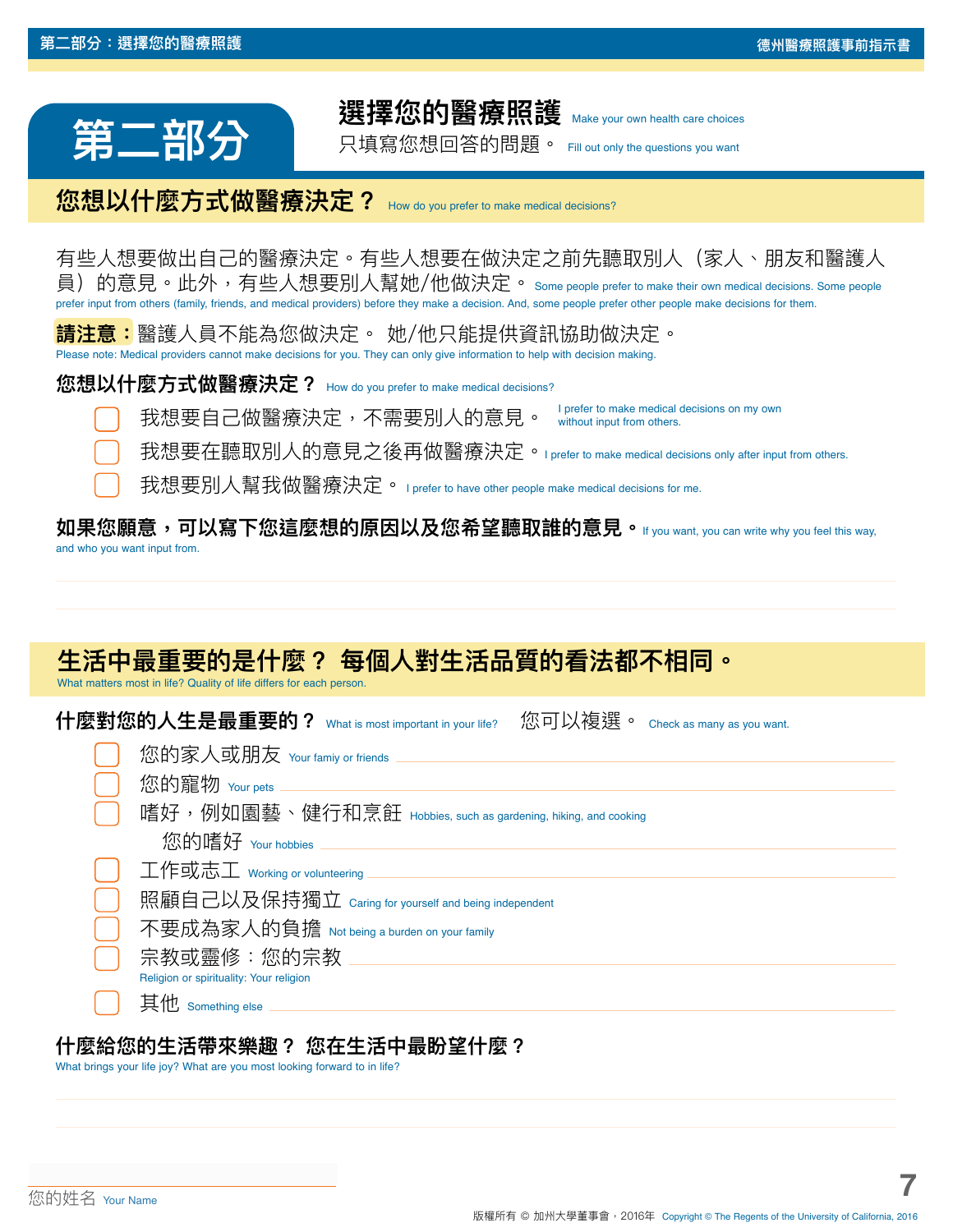# 第二部分

## 選擇您的醫療照護 Make your own health care choices

只填寫您想回答的問題。 Fill out only the questions you want

## 您想以什麼方式做醫療決定？ How do you prefer to make medical decisions?

有些人想要做出自己的醫療決定。有些人想要在做決定之前先聽取別人（家人、朋友和醫護人員）的意見。此外，有些人想要別人幫她/他做決定。 Some people prefer to make their own medical decisions. Some people prefer input from others (family, friends, and medical providers) before they make a decision. And, some people prefer other people make decisions for them.

**請注意：**醫護人員不能為您做決定。 她/他只能提供資訊協助做決定。
Please note: Medical providers cannot make decisions for you. They can only give information to help with decision making.

**您想以什麼方式做醫療決定？** How do you prefer to make medical decisions?

- ☐ 我想要自己做醫療決定，不需要別人的意見。 I prefer to make medical decisions on my own without input from others.
- ☐ 我想要在聽取別人的意見之後再做醫療決定。 I prefer to make medical decisions only after input from others.
- ☐ 我想要別人幫我做醫療決定。 I prefer to have other people make medical decisions for me.

**如果您願意，可以寫下您這麼想的原因以及您希望聽取誰的意見。** If you want, you can write why you feel this way, and who you want input from.

______________________________________________

______________________________________________

## 生活中最重要的是什麼？ 每個人對生活品質的看法都不相同。

What matters most in life? Quality of life differs for each person.

**什麼對您的人生是最重要的？** What is most important in your life? 您可以複選。 Check as many as you want.

- ☐ 您的家人或朋友 Your famiy or friends ______________________
- ☐ 您的寵物 Your pets ______________________
- ☐ 嗜好，例如園藝、健行和烹飪 Hobbies, such as gardening, hiking, and cooking
  您的嗜好 Your hobbies ______________________
- ☐ 工作或志工 Working or volunteering ______________________
- ☐ 照顧自己以及保持獨立 Caring for yourself and being independent
- ☐ 不要成為家人的負擔 Not being a burden on your family
- ☐ 宗教或靈修：您的宗教 ______________________
  Religion or spirituality: Your religion
- ☐ 其他 Something else ______________________

**什麼給您的生活帶來樂趣？ 您在生活中最盼望什麼？**
What brings your life joy? What are you most looking forward to in life?

______________________________________________

______________________________________________

______________________
您的姓名 Your Name

版權所有 © 加州大學董事會，2016年 Copyright © The Regents of the University of California, 2016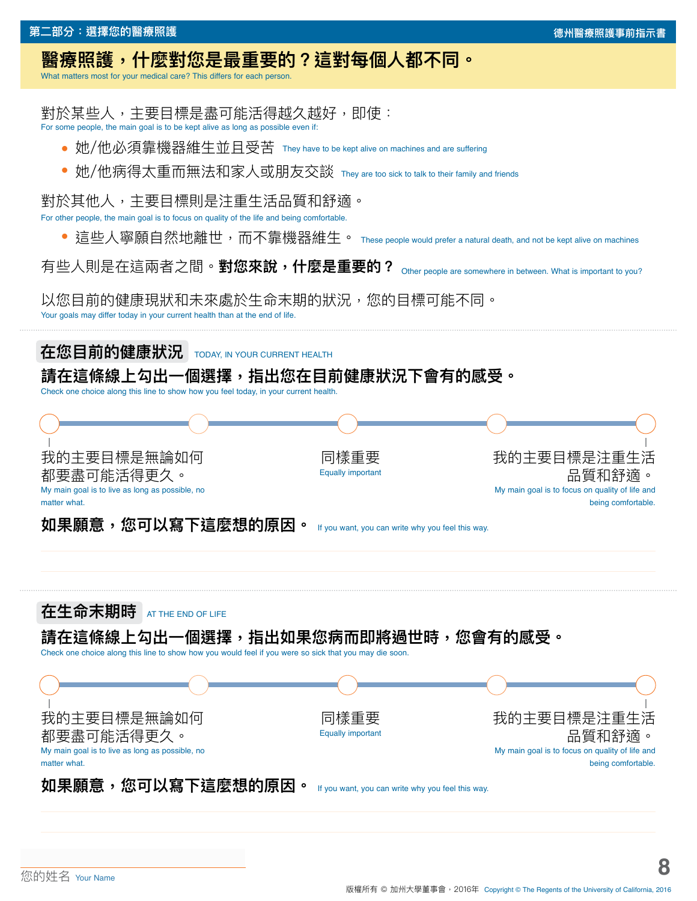## 醫療照護，什麼對您是最重要的？這對每個人都不同。

What matters most for your medical care? This differs for each person.

對於某些人，主要目標是盡可能活得越久越好，即使：
For some people, the main goal is to be kept alive as long as possible even if:

- 她/他必須靠機器維生並且受苦 They have to be kept alive on machines and are suffering
- 她/他病得太重而無法和家人或朋友交談 They are too sick to talk to their family and friends

對於其他人，主要目標則是注重生活品質和舒適。
For other people, the main goal is to focus on quality of the life and being comfortable.

- 這些人寧願自然地離世，而不靠機器維生。 These people would prefer a natural death, and not be kept alive on machines

有些人則是在這兩者之間。**對您來說，什麼是重要的？** Other people are somewhere in between. What is important to you?

以您目前的健康現狀和未來處於生命末期的狀況，您的目標可能不同。
Your goals may differ today in your current health than at the end of life.

### 在您目前的健康狀況 TODAY, IN YOUR CURRENT HEALTH

**請在這條線上勾出一個選擇，指出您在目前健康狀況下會有的感受。**
Check one choice along this line to show how you feel today, in your current health.

○ ——— ○ ——— ○ ——— ○ ——— ○

| 我的主要目標是無論如何都要盡可能活得更久。<br>My main goal is to live as long as possible, no matter what. | 同樣重要<br>Equally important | 我的主要目標是注重生活品質和舒適。<br>My main goal is to focus on quality of life and being comfortable. |
|---|---|---|

**如果願意，您可以寫下這麼想的原因。** If you want, you can write why you feel this way.

\_\_\_\_\_\_\_\_\_\_\_\_\_\_\_\_\_\_\_\_\_\_\_\_\_\_\_\_\_\_\_\_\_\_\_\_\_\_\_\_

\_\_\_\_\_\_\_\_\_\_\_\_\_\_\_\_\_\_\_\_\_\_\_\_\_\_\_\_\_\_\_\_\_\_\_\_\_\_\_\_

### 在生命末期時 AT THE END OF LIFE

**請在這條線上勾出一個選擇，指出如果您病而即將過世時，您會有的感受。**
Check one choice along this line to show how you would feel if you were so sick that you may die soon.

○ ——— ○ ——— ○ ——— ○ ——— ○

| 我的主要目標是無論如何都要盡可能活得更久。<br>My main goal is to live as long as possible, no matter what. | 同樣重要<br>Equally important | 我的主要目標是注重生活品質和舒適。<br>My main goal is to focus on quality of life and being comfortable. |
|---|---|---|

**如果願意，您可以寫下這麼想的原因。** If you want, you can write why you feel this way.

\_\_\_\_\_\_\_\_\_\_\_\_\_\_\_\_\_\_\_\_\_\_\_\_\_\_\_\_\_\_\_\_\_\_\_\_\_\_\_\_

\_\_\_\_\_\_\_\_\_\_\_\_\_\_\_\_\_\_\_\_\_\_\_\_\_\_\_\_\_\_\_\_\_\_\_\_\_\_\_\_

\_\_\_\_\_\_\_\_\_\_\_\_\_\_\_\_\_\_\_\_
您的姓名 Your Name

版權所有 © 加州大學董事會，2016年 Copyright © The Regents of the University of California, 2016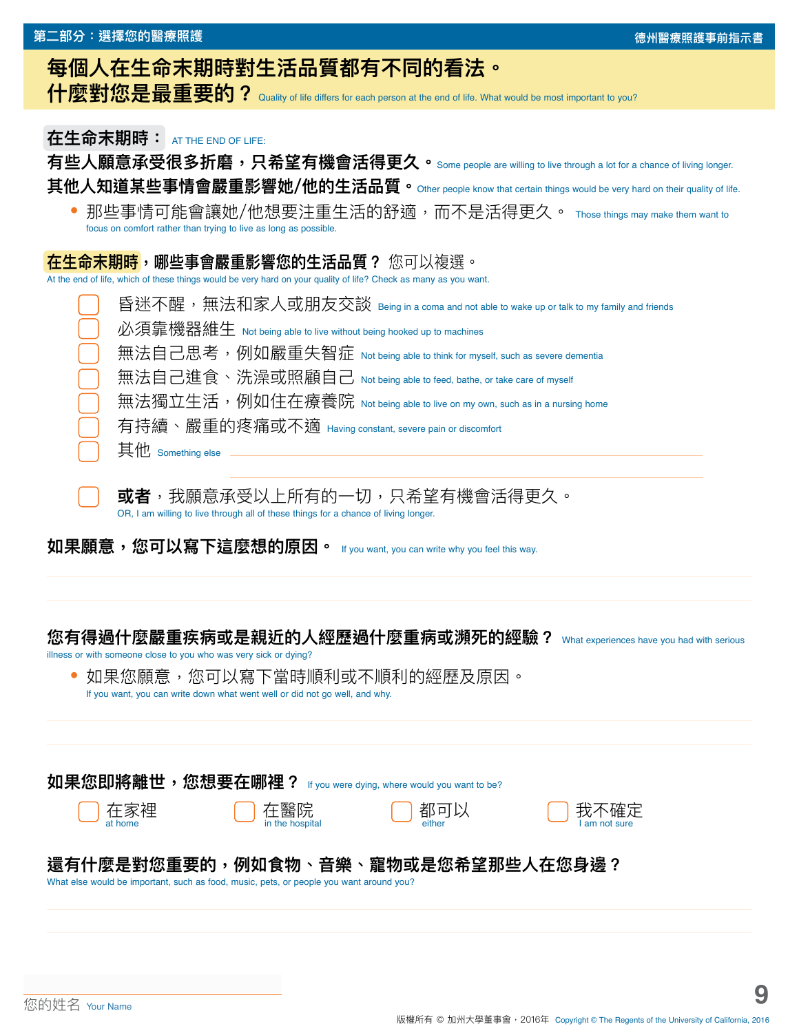## 每個人在生命末期時對生活品質都有不同的看法。什麼對您是最重要的？ Quality of life differs for each person at the end of life. What would be most important to you?

**在生命末期時：** AT THE END OF LIFE:

**有些人願意承受很多折磨，只希望有機會活得更久。** Some people are willing to live through a lot for a chance of living longer.

**其他人知道某些事情會嚴重影響她/他的生活品質。** Other people know that certain things would be very hard on their quality of life.

- 那些事情可能會讓她/他想要注重生活的舒適，而不是活得更久。 Those things may make them want to focus on comfort rather than trying to live as long as possible.

**在生命末期時，哪些事會嚴重影響您的生活品質？** 您可以複選。
At the end of life, which of these things would be very hard on your quality of life? Check as many as you want.

- ☐ 昏迷不醒，無法和家人或朋友交談 Being in a coma and not able to wake up or talk to my family and friends
- ☐ 必須靠機器維生 Not being able to live without being hooked up to machines
- ☐ 無法自己思考，例如嚴重失智症 Not being able to think for myself, such as severe dementia
- ☐ 無法自己進食、洗澡或照顧自己 Not being able to feed, bathe, or take care of myself
- ☐ 無法獨立生活，例如住在療養院 Not being able to live on my own, such as in a nursing home
- ☐ 有持續、嚴重的疼痛或不適 Having constant, severe pain or discomfort
- ☐ 其他 Something else ______________________________

______________________________

- ☐ **或者**，我願意承受以上所有的一切，只希望有機會活得更久。
OR, I am willing to live through all of these things for a chance of living longer.

**如果願意，您可以寫下這麼想的原因。** If you want, you can write why you feel this way.

______________________________

______________________________

**您有得過什麼嚴重疾病或是親近的人經歷過什麼重病或瀕死的經驗？** What experiences have you had with serious illness or with someone close to you who was very sick or dying?

- 如果您願意，您可以寫下當時順利或不順利的經歷及原因。
If you want, you can write down what went well or did not go well, and why.

______________________________

______________________________

**如果您即將離世，您想要在哪裡？** If you were dying, where would you want to be?

☐ 在家裡 at home ☐ 在醫院 in the hospital ☐ 都可以 either ☐ 我不確定 I am not sure

**還有什麼是對您重要的，例如食物、音樂、寵物或是您希望那些人在您身邊？**
What else would be important, such as food, music, pets, or people you want around you?

______________________________

______________________________

______________________________
您的姓名 Your Name

版權所有 © 加州大學董事會，2016年 Copyright © The Regents of the University of California, 2016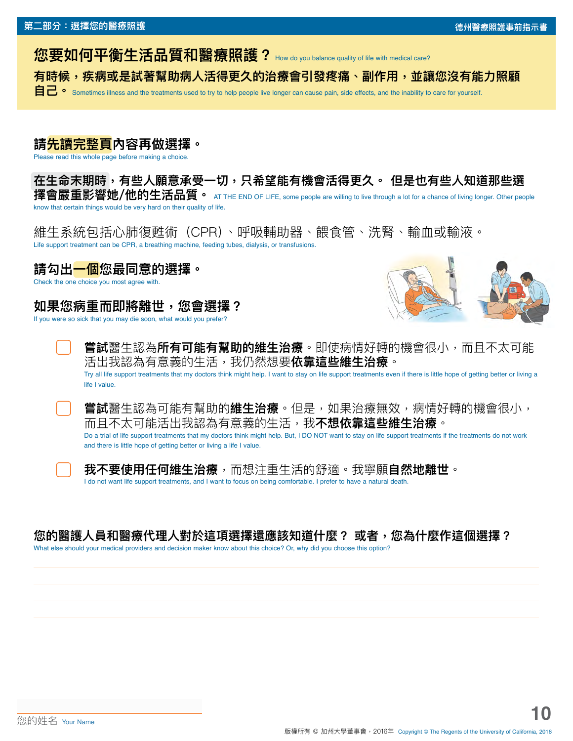## 您要如何平衡生活品質和醫療照護？ How do you balance quality of life with medical care?

**有時候，疾病或是試著幫助病人活得更久的治療會引發疼痛、副作用，並讓您沒有能力照顧自己。** Sometimes illness and the treatments used to try to help people live longer can cause pain, side effects, and the inability to care for yourself.

**請先讀完整頁內容再做選擇。**
Please read this whole page before making a choice.

**在生命末期時，有些人願意承受一切，只希望能有機會活得更久。 但是也有些人知道那些選擇會嚴重影響她/他的生活品質。** AT THE END OF LIFE, some people are willing to live through a lot for a chance of living longer. Other people know that certain things would be very hard on their quality of life.

維生系統包括心肺復甦術（CPR）、呼吸輔助器、餵食管、洗腎、輸血或輸液。
Life support treatment can be CPR, a breathing machine, feeding tubes, dialysis, or transfusions.

**請勾出一個您最同意的選擇。**
Check the one choice you most agree with.

**如果您病重而即將離世，您會選擇？**
If you were so sick that you may die soon, what would you prefer?

- ☐ **嘗試**醫生認為**所有可能有幫助的維生治療**。即使病情好轉的機會很小，而且不太可能活出我認為有意義的生活，我仍然想要**依靠這些維生治療**。
  Try all life support treatments that my doctors think might help. I want to stay on life support treatments even if there is little hope of getting better or living a life I value.

- ☐ **嘗試**醫生認為可能有幫助的**維生治療**。但是，如果治療無效，病情好轉的機會很小，而且不太可能活出我認為有意義的生活，我**不想依靠這些維生治療**。
  Do a trial of life support treatments that my doctors think might help. But, I DO NOT want to stay on life support treatments if the treatments do not work and there is little hope of getting better or living a life I value.

- ☐ **我不要使用任何維生治療**，而想注重生活的舒適。我寧願**自然地離世**。
  I do not want life support treatments, and I want to focus on being comfortable. I prefer to have a natural death.

**您的醫護人員和醫療代理人對於這項選擇還應該知道什麼？ 或者，您為什麼作這個選擇？**
What else should your medical providers and decision maker know about this choice? Or, why did you choose this option?

______________________________________________

______________________________________________

______________________________________________

______________________________________________

您的姓名 Your Name ____________________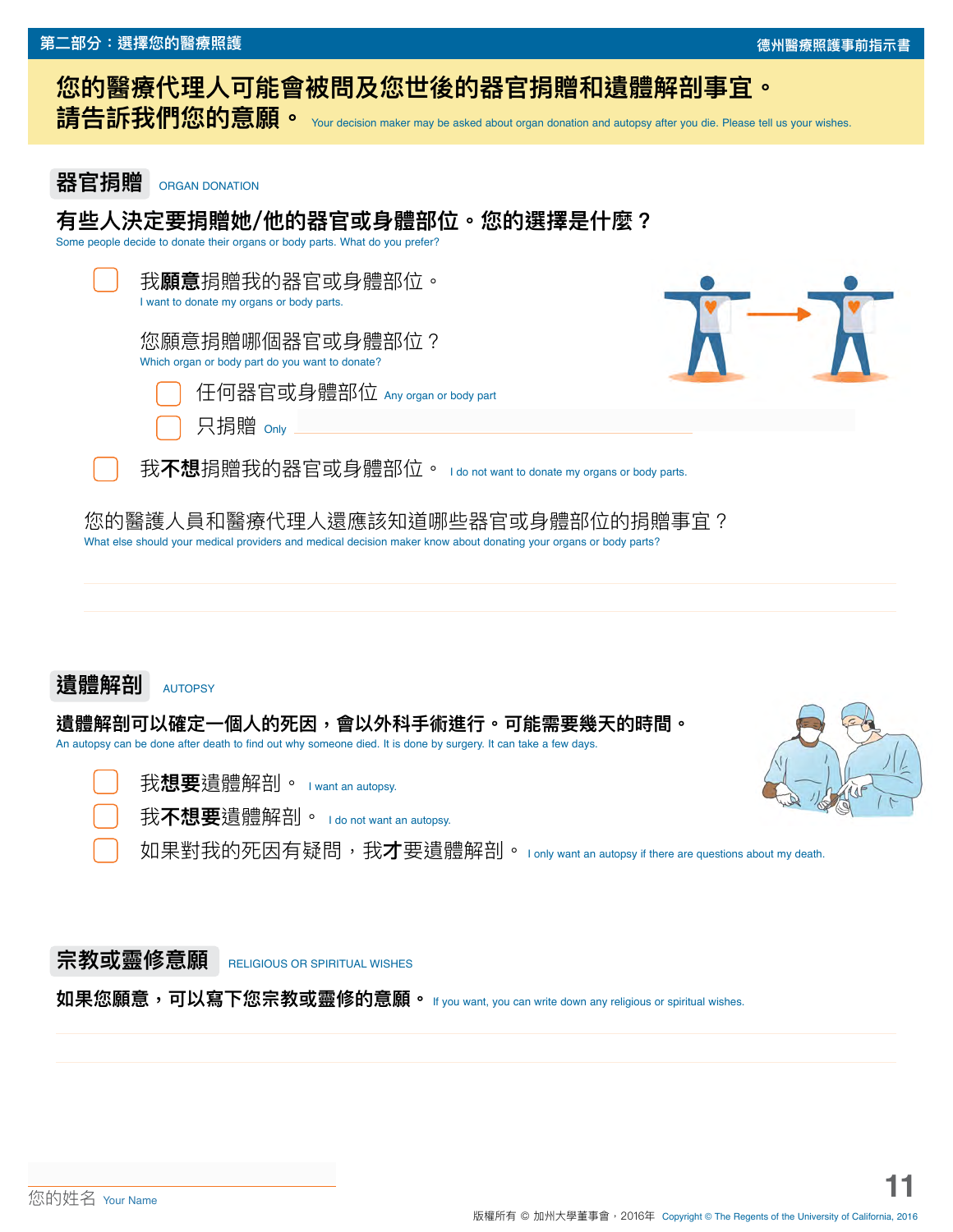## 您的醫療代理人可能會被問及您世後的器官捐贈和遺體解剖事宜。請告訴我們您的意願。 Your decision maker may be asked about organ donation and autopsy after you die. Please tell us your wishes.

### 器官捐贈 ORGAN DONATION

**有些人決定要捐贈她/他的器官或身體部位。您的選擇是什麼？**
Some people decide to donate their organs or body parts. What do you prefer?

- ☐ 我**願意**捐贈我的器官或身體部位。
  I want to donate my organs or body parts.

  您願意捐贈哪個器官或身體部位？
  Which organ or body part do you want to donate?

  - ☐ 任何器官或身體部位 Any organ or body part
  - ☐ 只捐贈 Only ______________________

- ☐ 我**不想**捐贈我的器官或身體部位。 I do not want to donate my organs or body parts.

您的醫護人員和醫療代理人還應該知道哪些器官或身體部位的捐贈事宜？
What else should your medical providers and medical decision maker know about donating your organs or body parts?

______________________________________________

______________________________________________

### 遺體解剖 AUTOPSY

**遺體解剖可以確定一個人的死因，會以外科手術進行。可能需要幾天的時間。**
An autopsy can be done after death to find out why someone died. It is done by surgery. It can take a few days.

- ☐ 我**想要**遺體解剖。 I want an autopsy.
- ☐ 我**不想要**遺體解剖。 I do not want an autopsy.
- ☐ 如果對我的死因有疑問，我**才**要遺體解剖。 I only want an autopsy if there are questions about my death.

### 宗教或靈修意願 RELIGIOUS OR SPIRITUAL WISHES

**如果您願意，可以寫下您宗教或靈修的意願。** If you want, you can write down any religious or spiritual wishes.

______________________________________________

______________________________________________

______________________________________________

您的姓名 Your Name

版權所有 © 加州大學董事會，2016年 Copyright © The Regents of the University of California, 2016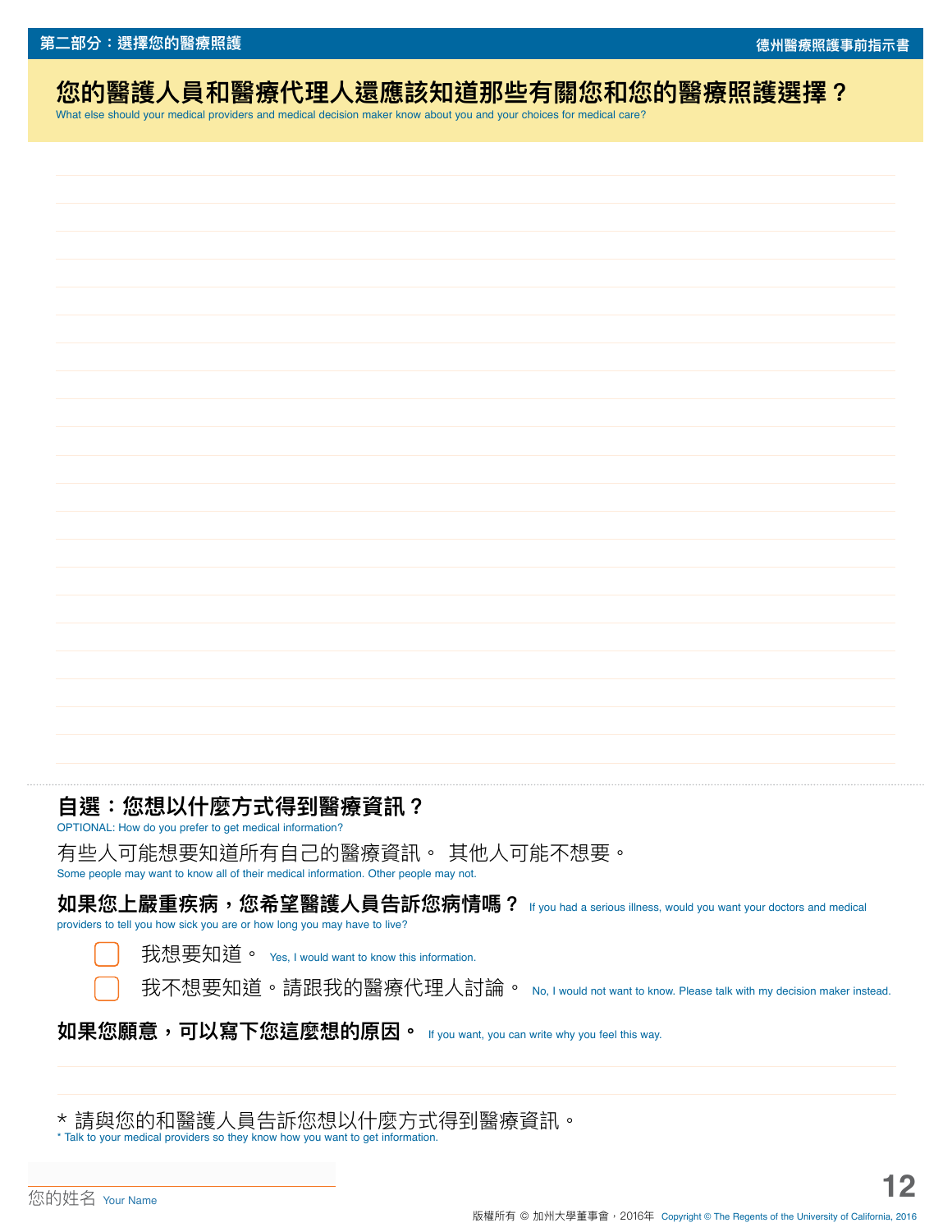## 您的醫護人員和醫療代理人還應該知道那些有關您和您的醫療照護選擇？

What else should your medical providers and medical decision maker know about you and your choices for medical care?

## 自選：您想以什麼方式得到醫療資訊？

OPTIONAL: How do you prefer to get medical information?

有些人可能想要知道所有自己的醫療資訊。 其他人可能不想要。

Some people may want to know all of their medical information. Other people may not.

**如果您上嚴重疾病，您希望醫護人員告訴您病情嗎？** If you had a serious illness, would you want your doctors and medical providers to tell you how sick you are or how long you may have to live?

- ☐ 我想要知道。 Yes, I would want to know this information.
- ☐ 我不想要知道。請跟我的醫療代理人討論。 No, I would not want to know. Please talk with my decision maker instead.

**如果您願意，可以寫下您這麼想的原因。** If you want, you can write why you feel this way.

\* 請與您的和醫護人員告訴您想以什麼方式得到醫療資訊。

\* Talk to your medical providers so they know how you want to get information.

您的姓名 Your Name

版權所有 © 加州大學董事會，2016年 Copyright © The Regents of the University of California, 2016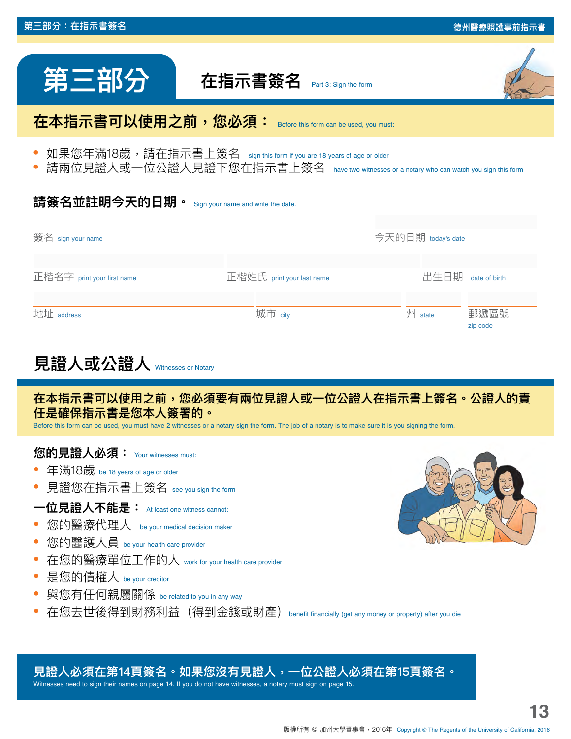# 第三部分 在指示書簽名 Part 3: Sign the form

## 在本指示書可以使用之前，您必須： Before this form can be used, you must:

- 如果您年滿18歲，請在指示書上簽名 sign this form if you are 18 years of age or older
- 請兩位見證人或一位公證人見證下您在指示書上簽名 have two witnesses or a notary who can watch you sign this form

**請簽名並註明今天的日期。** Sign your name and write the date.

簽名 sign your name ______________________ 今天的日期 today's date ______________

正楷名字 print your first name ______________ 正楷姓氏 print your last name ______________ 出生日期 date of birth ______________

地址 address ______________ 城市 city ______________ 州 state ______ 郵遞區號 zip code ______

## 見證人或公證人 Witnesses or Notary

**在本指示書可以使用之前，您必須要有兩位見證人或一位公證人在指示書上簽名。公證人的責任是確保指示書是您本人簽署的。**
Before this form can be used, you must have 2 witnesses or a notary sign the form. The job of a notary is to make sure it is you signing the form.

**您的見證人必須：** Your witnesses must:

- 年滿18歲 be 18 years of age or older
- 見證您在指示書上簽名 see you sign the form

**一位見證人不能是：** At least one witness cannot:

- 您的醫療代理人 be your medical decision maker
- 您的醫護人員 be your health care provider
- 在您的醫療單位工作的人 work for your health care provider
- 是您的債權人 be your creditor
- 與您有任何親屬關係 be related to you in any way
- 在您去世後得到財務利益（得到金錢或財產） benefit financially (get any money or property) after you die

**見證人必須在第14頁簽名。如果您沒有見證人，一位公證人必須在第15頁簽名。**
Witnesses need to sign their names on page 14. If you do not have witnesses, a notary must sign on page 15.

版權所有 © 加州大學董事會，2016年 Copyright © The Regents of the University of California, 2016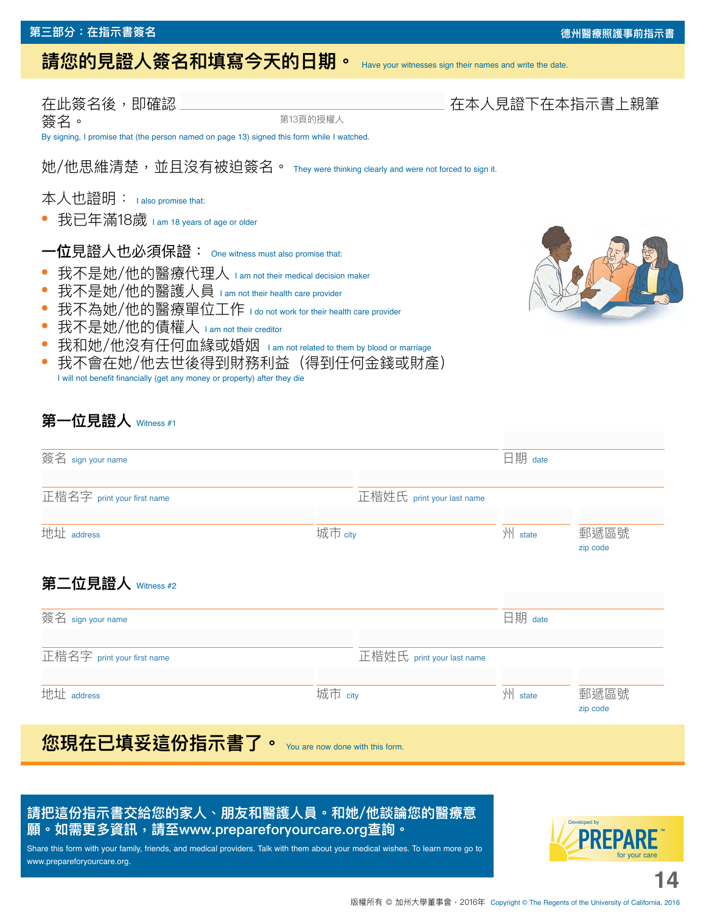## 第三部分：在指示書簽名

德州醫療照護事前指示書

## 請您的見證人簽名和填寫今天的日期。 Have your witnesses sign their names and write the date.

在此簽名後，即確認 ______________________ 在本人見證下在本指示書上親筆簽名。
第13頁的授權人

By signing, I promise that (the person named on page 13) signed this form while I watched.

她/他思維清楚，並且沒有被迫簽名。 They were thinking clearly and were not forced to sign it.

本人也證明： I also promise that:

- 我已年滿18歲 I am 18 years of age or older

**一位見證人也必須保證：** One witness must also promise that:

- 我不是她/他的醫療代理人 I am not their medical decision maker
- 我不是她/他的醫護人員 I am not their health care provider
- 我不為她/他的醫療單位工作 I do not work for their health care provider
- 我不是她/他的債權人 I am not their creditor
- 我和她/他沒有任何血緣或婚姻 I am not related to them by blood or marriage
- 我不會在她/他去世後得到財務利益（得到任何金錢或財產） I will not benefit financially (get any money or property) after they die

### 第一位見證人 Witness #1

簽名 sign your name ______________________ 日期 date ______________

正楷名字 print your first name ______________________ 正楷姓氏 print your last name ______________________

地址 address ______________________ 城市 city ______________ 州 state ________ 郵遞區號 zip code ________

### 第二位見證人 Witness #2

簽名 sign your name ______________________ 日期 date ______________

正楷名字 print your first name ______________________ 正楷姓氏 print your last name ______________________

地址 address ______________________ 城市 city ______________ 州 state ________ 郵遞區號 zip code ________

## 您現在已填妥這份指示書了。 You are now done with this form.

**請把這份指示書交給您的家人、朋友和醫護人員。和她/他談論您的醫療意願。如需更多資訊，請至www.prepareforyourcare.org查詢。**

Share this form with your family, friends, and medical providers. Talk with them about your medical wishes. To learn more go to www.prepareforyourcare.org.

Developed by PREPARE™ for your care

版權所有 © 加州大學董事會，2016年 Copyright © The Regents of the University of California, 2016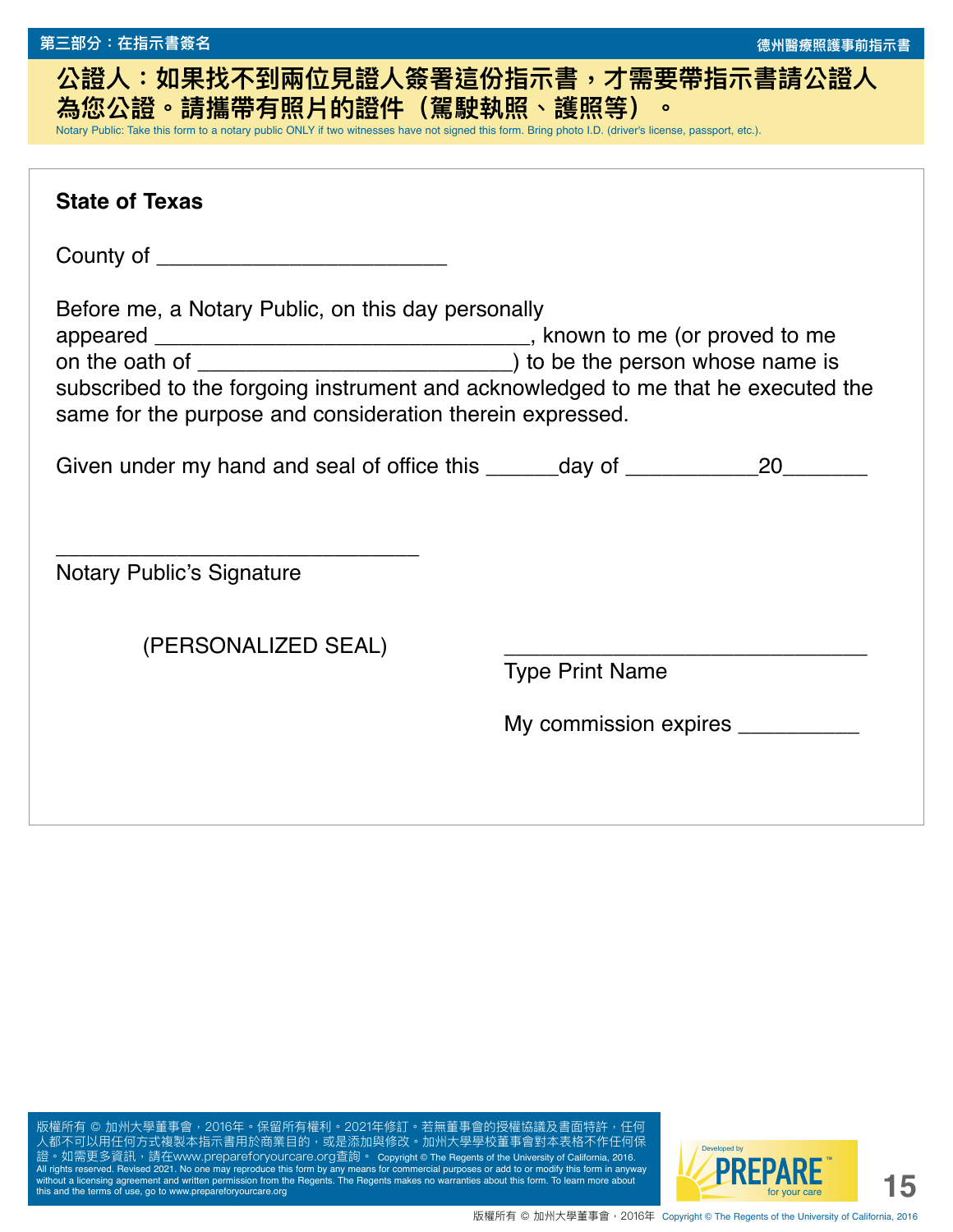**公證人：如果找不到兩位見證人簽署這份指示書，才需要帶指示書請公證人為您公證。請攜帶有照片的證件（駕駛執照、護照等）。**

Notary Public: Take this form to a notary public ONLY if two witnesses have not signed this form. Bring photo I.D. (driver's license, passport, etc.).

**State of Texas**

County of ________________________

Before me, a Notary Public, on this day personally appeared ________________________________, known to me (or proved to me on the oath of __________________________) to be the person whose name is subscribed to the forgoing instrument and acknowledged to me that he executed the same for the purpose and consideration therein expressed.

Given under my hand and seal of office this ______day of ___________20_______

______________________________
Notary Public's Signature

(PERSONALIZED SEAL)

______________________________
Type Print Name

My commission expires __________

版權所有 © 加州大學董事會，2016年。保留所有權利。2021年修訂。若無董事會的授權協議及書面特許，任何人都不可以用任何方式複製本指示書用於商業目的，或是添加與修改。加州大學學校董事會對本表格不作任何保證。如需更多資訊，請在www.prepareforyourcare.org查詢。 Copyright © The Regents of the University of California, 2016. All rights reserved. Revised 2021. No one may reproduce this form by any means for commercial purposes or add to or modify this form in anyway without a licensing agreement and written permission from the Regents. The Regents makes no warranties about this form. To learn more about this and the terms of use, go to www.prepareforyourcare.org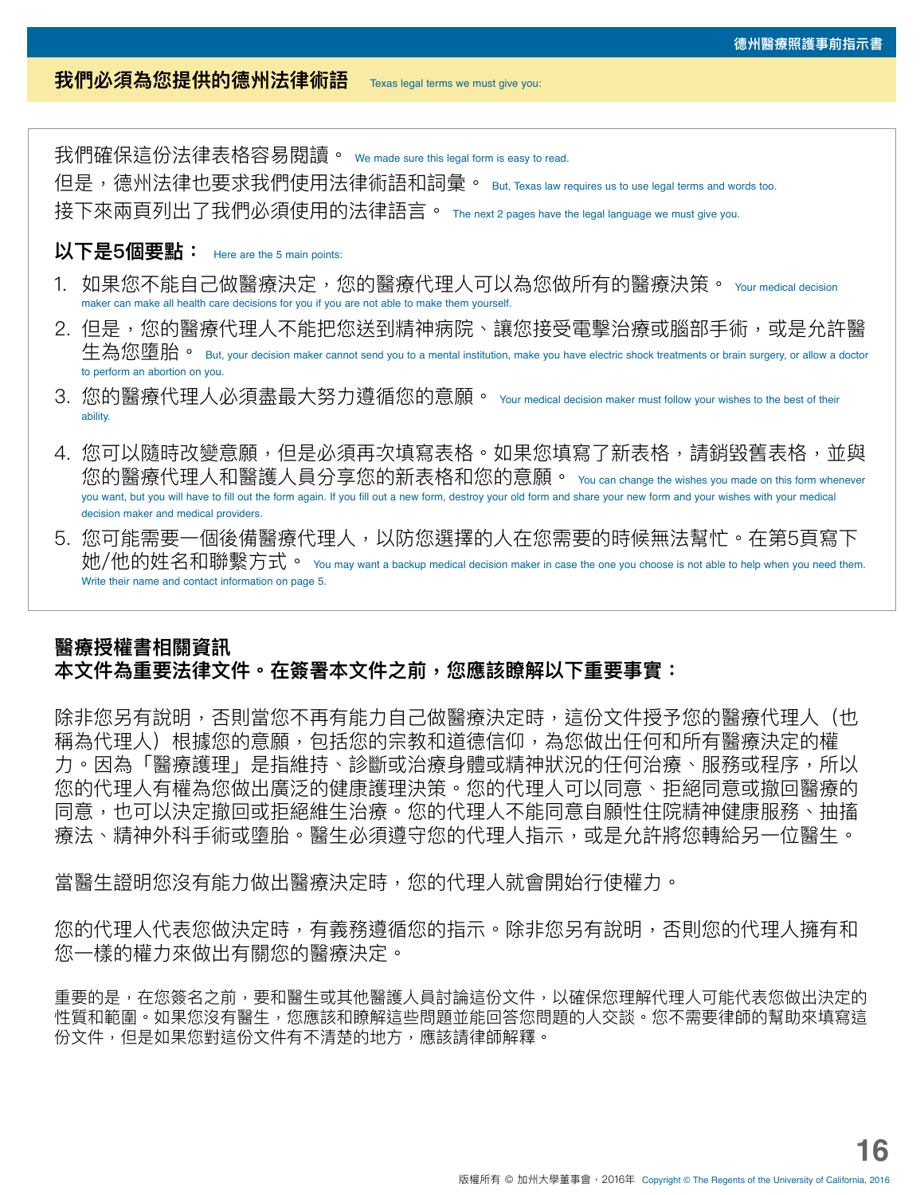## 我們必須為您提供的德州法律術語 Texas legal terms we must give you:

我們確保這份法律表格容易閱讀。 We made sure this legal form is easy to read.
但是，德州法律也要求我們使用法律術語和詞彙。 But, Texas law requires us to use legal terms and words too.
接下來兩頁列出了我們必須使用的法律語言。 The next 2 pages have the legal language we must give you.

**以下是5個要點：** Here are the 5 main points:

1. 如果您不能自己做醫療決定，您的醫療代理人可以為您做所有的醫療決策。 Your medical decision maker can make all health care decisions for you if you are not able to make them yourself.
2. 但是，您的醫療代理人不能把您送到精神病院、讓您接受電擊治療或腦部手術，或是允許醫生為您墮胎。 But, your decision maker cannot send you to a mental institution, make you have electric shock treatments or brain surgery, or allow a doctor to perform an abortion on you.
3. 您的醫療代理人必須盡最大努力遵循您的意願。 Your medical decision maker must follow your wishes to the best of their ability.
4. 您可以隨時改變意願，但是必須再次填寫表格。如果您填寫了新表格，請銷毀舊表格，並與您的醫療代理人和醫護人員分享您的新表格和您的意願。 You can change the wishes you made on this form whenever you want, but you will have to fill out the form again. If you fill out a new form, destroy your old form and share your new form and your wishes with your medical decision maker and medical providers.
5. 您可能需要一個後備醫療代理人，以防您選擇的人在您需要的時候無法幫忙。在第5頁寫下她/他的姓名和聯繫方式。 You may want a backup medical decision maker in case the one you choose is not able to help when you need them. Write their name and contact information on page 5.

**醫療授權書相關資訊**
**本文件為重要法律文件。在簽署本文件之前，您應該瞭解以下重要事實：**

除非您另有說明，否則當您不再有能力自己做醫療決定時，這份文件授予您的醫療代理人（也稱為代理人）根據您的意願，包括您的宗教和道德信仰，為您做出任何和所有醫療決定的權力。因為「醫療護理」是指維持、診斷或治療身體或精神狀況的任何治療、服務或程序，所以您的代理人有權為您做出廣泛的健康護理決策。您的代理人可以同意、拒絕同意或撤回醫療的同意，也可以決定撤回或拒絕維生治療。您的代理人不能同意自願性住院精神健康服務、抽搐療法、精神外科手術或墮胎。醫生必須遵守您的代理人指示，或是允許將您轉給另一位醫生。

當醫生證明您沒有能力做出醫療決定時，您的代理人就會開始行使權力。

您的代理人代表您做決定時，有義務遵循您的指示。除非您另有說明，否則您的代理人擁有和您一樣的權力來做出有關您的醫療決定。

重要的是，在您簽名之前，要和醫生或其他醫護人員討論這份文件，以確保您理解代理人可能代表您做出決定的性質和範圍。如果您沒有醫生，您應該和瞭解這些問題並能回答您問題的人交談。您不需要律師的幫助來填寫這份文件，但是如果您對這份文件有不清楚的地方，應該請律師解釋。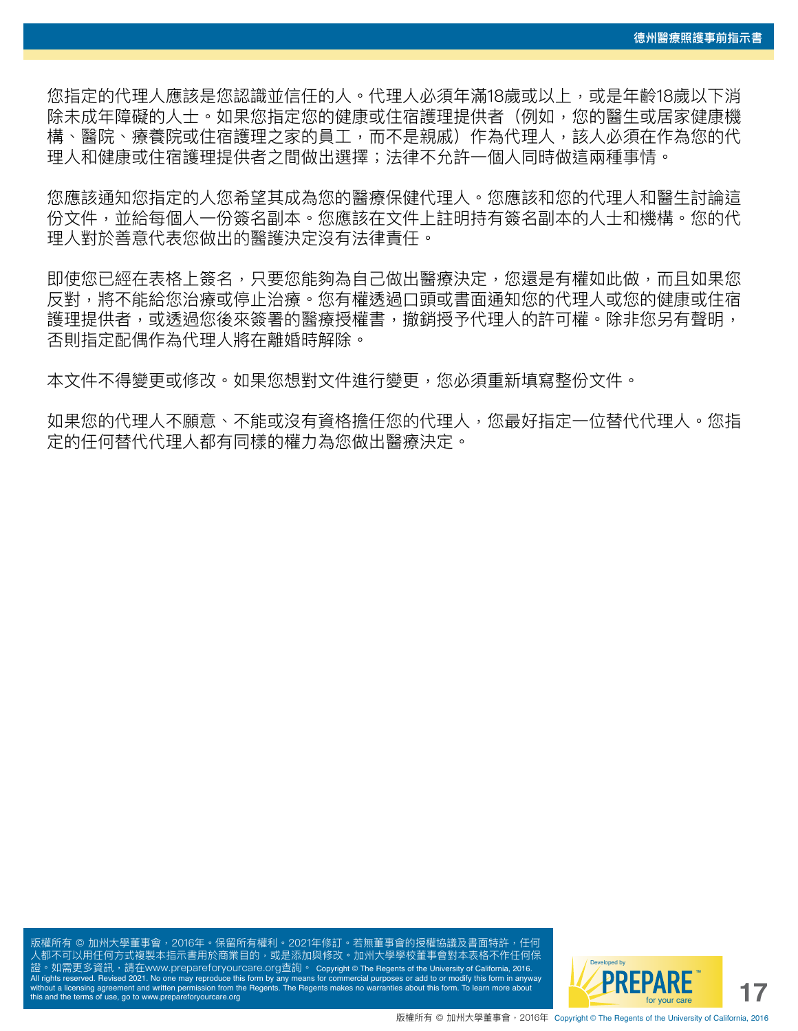您指定的代理人應該是您認識並信任的人。代理人必須年滿18歲或以上，或是年齡18歲以下消除未成年障礙的人士。如果您指定您的健康或住宿護理提供者（例如，您的醫生或居家健康機構、醫院、療養院或住宿護理之家的員工，而不是親戚）作為代理人，該人必須在作為您的代理人和健康或住宿護理提供者之間做出選擇；法律不允許一個人同時做這兩種事情。

您應該通知您指定的人您希望其成為您的醫療保健代理人。您應該和您的代理人和醫生討論這份文件，並給每個人一份簽名副本。您應該在文件上註明持有簽名副本的人士和機構。您的代理人對於善意代表您做出的醫護決定沒有法律責任。

即使您已經在表格上簽名，只要您能夠為自己做出醫療決定，您還是有權如此做，而且如果您反對，將不能給您治療或停止治療。您有權透過口頭或書面通知您的代理人或您的健康或住宿護理提供者，或透過您後來簽署的醫療授權書，撤銷授予代理人的許可權。除非您另有聲明，否則指定配偶作為代理人將在離婚時解除。

本文件不得變更或修改。如果您想對文件進行變更，您必須重新填寫整份文件。

如果您的代理人不願意、不能或沒有資格擔任您的代理人，您最好指定一位替代代理人。您指定的任何替代代理人都有同樣的權力為您做出醫療決定。

版權所有 © 加州大學董事會，2016年。保留所有權利。2021年修訂。若無董事會的授權協議及書面特許，任何人都不可以用任何方式複製本指示書用於商業目的，或是添加與修改。加州大學學校董事會對本表格不作任何保證。如需更多資訊，請在www.prepareforyourcare.org查詢。 Copyright © The Regents of the University of California, 2016. All rights reserved. Revised 2021. No one may reproduce this form by any means for commercial purposes or add to or modify this form in anyway without a licensing agreement and written permission from the Regents. The Regents makes no warranties about this form. To learn more about this and the terms of use, go to www.prepareforyourcare.org